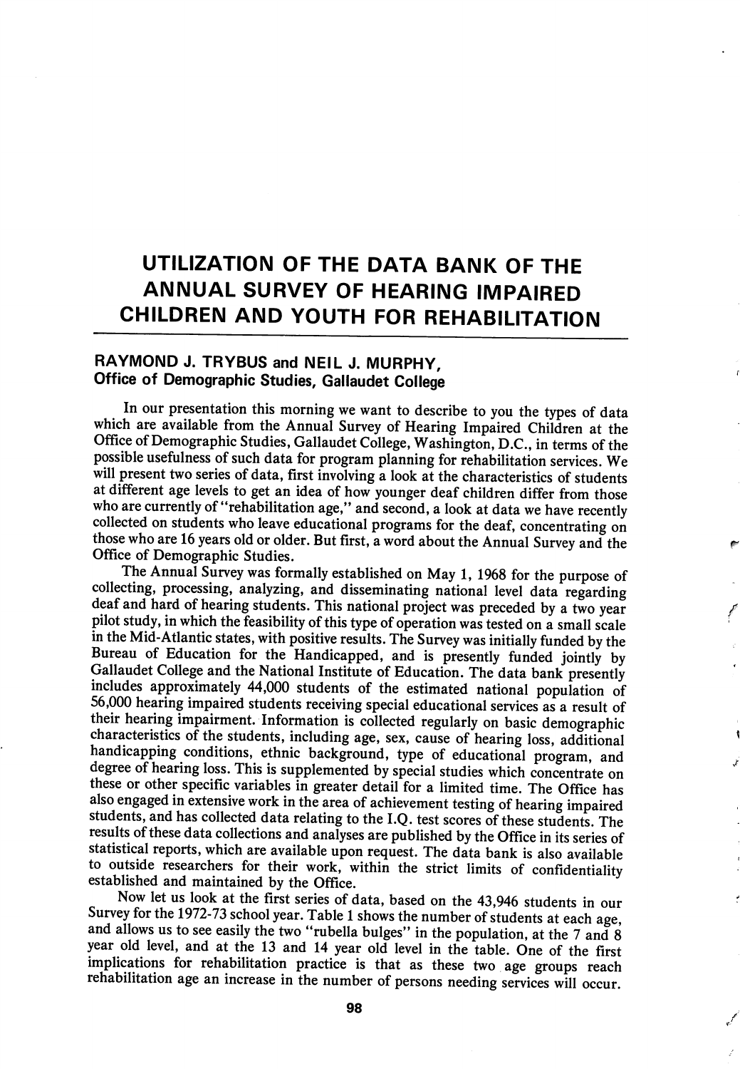# UTILIZATION OF THE DATA BANK OF THE ANNUAL SURVEY OF HEARING IMPAIRED CHILDREN AND YOUTH FOR REHABILITATION

**RAYMOND J. TRYBUS and NEIL J. MURPHY,**
**Office of Demographic Studies, Gallaudet College**

In our presentation this morning we want to describe to you the types of data which are available from the Annual Survey of Hearing Impaired Children at the Office of Demographic Studies, Gallaudet College, Washington, D.C., in terms of the possible usefulness of such data for program planning for rehabilitation services. We will present two series of data, first involving a look at the characteristics of students at different age levels to get an idea of how younger deaf children differ from those who are currently of "rehabilitation age," and second, a look at data we have recently collected on students who leave educational programs for the deaf, concentrating on those who are 16 years old or older. But first, a word about the Annual Survey and the Office of Demographic Studies.

The Annual Survey was formally established on May 1, 1968 for the purpose of collecting, processing, analyzing, and disseminating national level data regarding deaf and hard of hearing students. This national project was preceded by a two year pilot study, in which the feasibility of this type of operation was tested on a small scale in the Mid-Atlantic states, with positive results. The Survey was initially funded by the Bureau of Education for the Handicapped, and is presently funded jointly by Gallaudet College and the National Institute of Education. The data bank presently includes approximately 44,000 students of the estimated national population of 56,000 hearing impaired students receiving special educational services as a result of their hearing impairment. Information is collected regularly on basic demographic characteristics of the students, including age, sex, cause of hearing loss, additional handicapping conditions, ethnic background, type of educational program, and degree of hearing loss. This is supplemented by special studies which concentrate on these or other specific variables in greater detail for a limited time. The Office has also engaged in extensive work in the area of achievement testing of hearing impaired students, and has collected data relating to the I.Q. test scores of these students. The results of these data collections and analyses are published by the Office in its series of statistical reports, which are available upon request. The data bank is also available to outside researchers for their work, within the strict limits of confidentiality established and maintained by the Office.

Now let us look at the first series of data, based on the 43,946 students in our Survey for the 1972-73 school year. Table 1 shows the number of students at each age, and allows us to see easily the two "rubella bulges" in the population, at the 7 and 8 year old level, and at the 13 and 14 year old level in the table. One of the first implications for rehabilitation practice is that as these two age groups reach rehabilitation age an increase in the number of persons needing services will occur.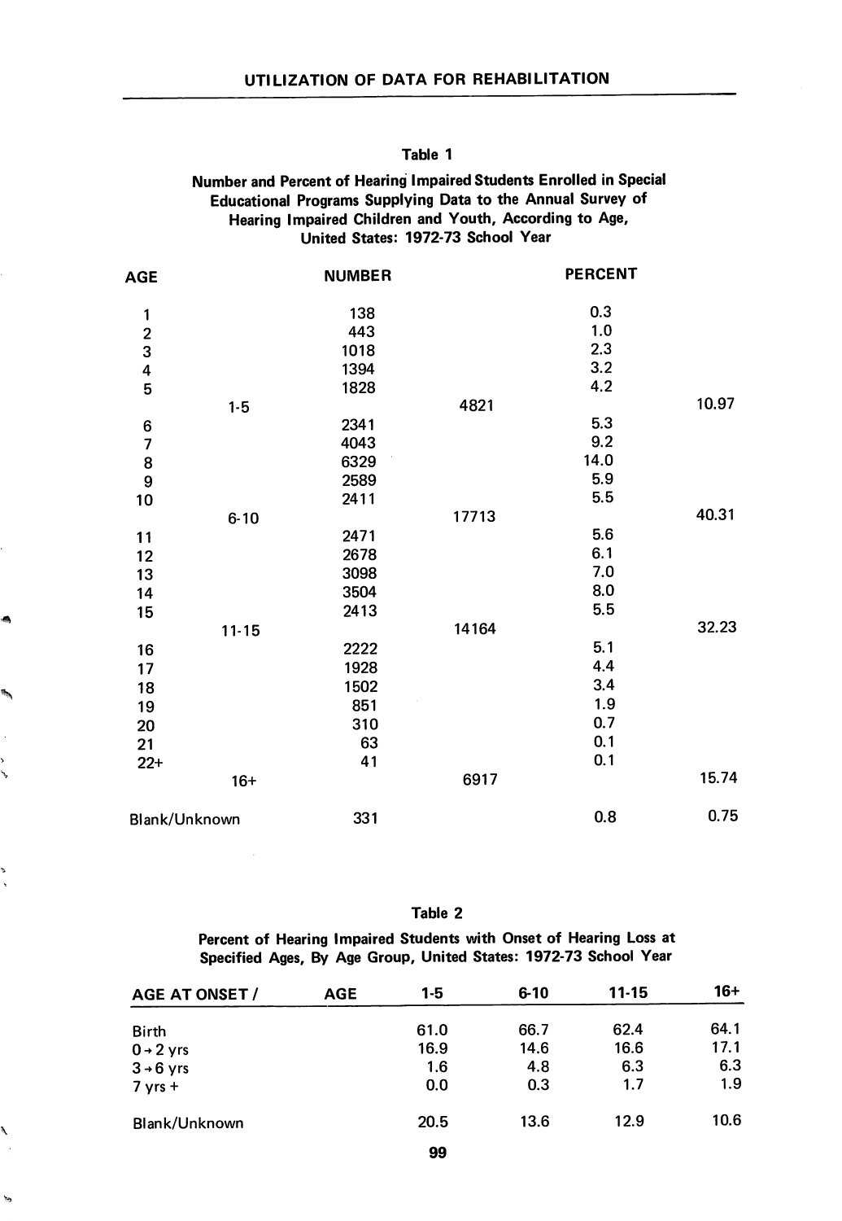### Table 1

**Number and Percent of Hearing Impaired Students Enrolled in Special Educational Programs Supplying Data to the Annual Survey of Hearing Impaired Children and Youth, According to Age, United States: 1972-73 School Year**

| AGE | | NUMBER | | PERCENT | |
|---|---|---|---|---|---|
| 1 | | 138 | | 0.3 | |
| 2 | | 443 | | 1.0 | |
| 3 | | 1018 | | 2.3 | |
| 4 | | 1394 | | 3.2 | |
| 5 | | 1828 | | 4.2 | |
| | 1-5 | | 4821 | | 10.97 |
| 6 | | 2341 | | 5.3 | |
| 7 | | 4043 | | 9.2 | |
| 8 | | 6329 | | 14.0 | |
| 9 | | 2589 | | 5.9 | |
| 10 | | 2411 | | 5.5 | |
| | 6-10 | | 17713 | | 40.31 |
| 11 | | 2471 | | 5.6 | |
| 12 | | 2678 | | 6.1 | |
| 13 | | 3098 | | 7.0 | |
| 14 | | 3504 | | 8.0 | |
| 15 | | 2413 | | 5.5 | |
| | 11-15 | | 14164 | | 32.23 |
| 16 | | 2222 | | 5.1 | |
| 17 | | 1928 | | 4.4 | |
| 18 | | 1502 | | 3.4 | |
| 19 | | 851 | | 1.9 | |
| 20 | | 310 | | 0.7 | |
| 21 | | 63 | | 0.1 | |
| 22+ | | 41 | | 0.1 | |
| | 16+ | | 6917 | | 15.74 |
| Blank/Unknown | | 331 | | 0.8 | 0.75 |

### Table 2

**Percent of Hearing Impaired Students with Onset of Hearing Loss at Specified Ages, By Age Group, United States: 1972-73 School Year**

| AGE AT ONSET / AGE | 1-5 | 6-10 | 11-15 | 16+ |
|---|---|---|---|---|
| Birth | 61.0 | 66.7 | 62.4 | 64.1 |
| 0 → 2 yrs | 16.9 | 14.6 | 16.6 | 17.1 |
| 3 → 6 yrs | 1.6 | 4.8 | 6.3 | 6.3 |
| 7 yrs + | 0.0 | 0.3 | 1.7 | 1.9 |
| Blank/Unknown | 20.5 | 13.6 | 12.9 | 10.6 |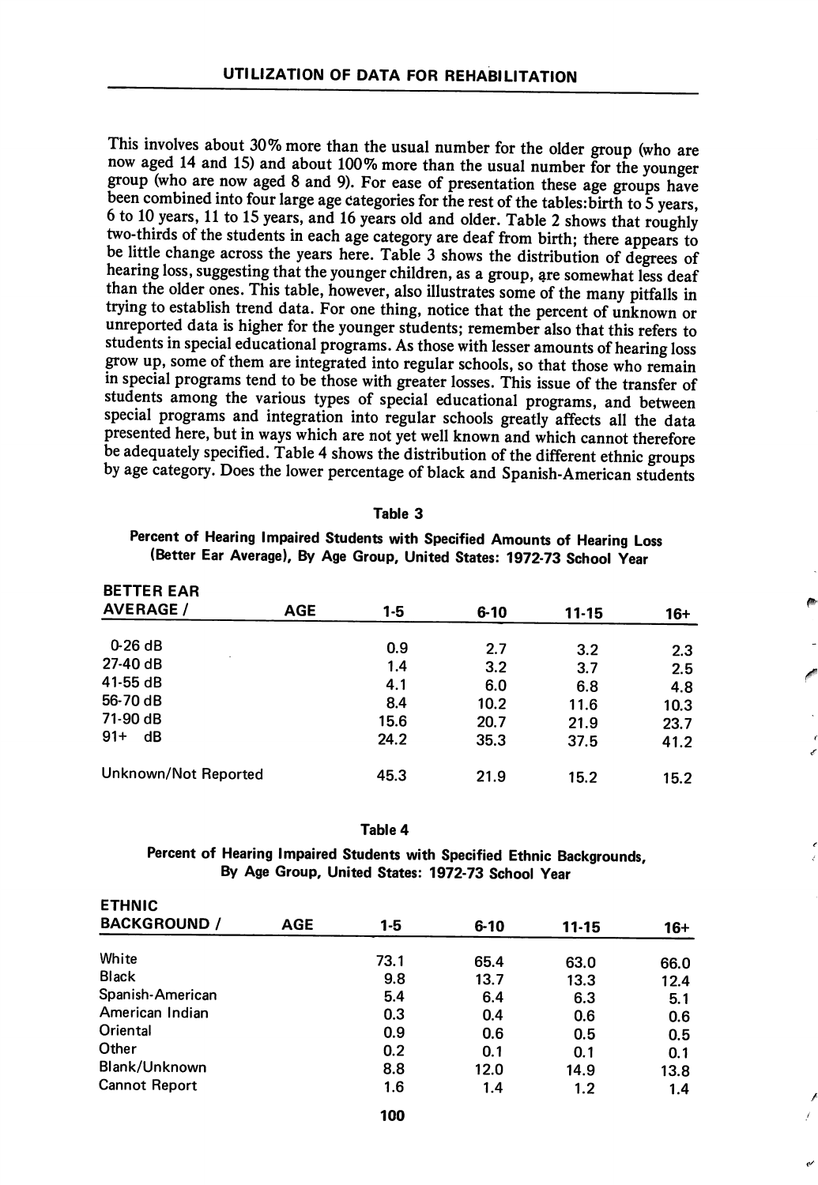This involves about 30% more than the usual number for the older group (who are now aged 14 and 15) and about 100% more than the usual number for the younger group (who are now aged 8 and 9). For ease of presentation these age groups have been combined into four large age categories for the rest of the tables: birth to 5 years, 6 to 10 years, 11 to 15 years, and 16 years old and older. Table 2 shows that roughly two-thirds of the students in each age category are deaf from birth; there appears to be little change across the years here. Table 3 shows the distribution of degrees of hearing loss, suggesting that the younger children, as a group, are somewhat less deaf than the older ones. This table, however, also illustrates some of the many pitfalls in trying to establish trend data. For one thing, notice that the percent of unknown or unreported data is higher for the younger students; remember also that this refers to students in special educational programs. As those with lesser amounts of hearing loss grow up, some of them are integrated into regular schools, so that those who remain in special programs tend to be those with greater losses. This issue of the transfer of students among the various types of special educational programs, and between special programs and integration into regular schools greatly affects all the data presented here, but in ways which are not yet well known and which cannot therefore be adequately specified. Table 4 shows the distribution of the different ethnic groups by age category. Does the lower percentage of black and Spanish-American students

**Table 3**

**Percent of Hearing Impaired Students with Specified Amounts of Hearing Loss (Better Ear Average), By Age Group, United States: 1972-73 School Year**

| BETTER EAR AVERAGE / AGE | 1-5 | 6-10 | 11-15 | 16+ |
|---|---|---|---|---|
| 0-26 dB | 0.9 | 2.7 | 3.2 | 2.3 |
| 27-40 dB | 1.4 | 3.2 | 3.7 | 2.5 |
| 41-55 dB | 4.1 | 6.0 | 6.8 | 4.8 |
| 56-70 dB | 8.4 | 10.2 | 11.6 | 10.3 |
| 71-90 dB | 15.6 | 20.7 | 21.9 | 23.7 |
| 91+ dB | 24.2 | 35.3 | 37.5 | 41.2 |
| Unknown/Not Reported | 45.3 | 21.9 | 15.2 | 15.2 |

**Table 4**

**Percent of Hearing Impaired Students with Specified Ethnic Backgrounds, By Age Group, United States: 1972-73 School Year**

| ETHNIC BACKGROUND / AGE | 1-5 | 6-10 | 11-15 | 16+ |
|---|---|---|---|---|
| White | 73.1 | 65.4 | 63.0 | 66.0 |
| Black | 9.8 | 13.7 | 13.3 | 12.4 |
| Spanish-American | 5.4 | 6.4 | 6.3 | 5.1 |
| American Indian | 0.3 | 0.4 | 0.6 | 0.6 |
| Oriental | 0.9 | 0.6 | 0.5 | 0.5 |
| Other | 0.2 | 0.1 | 0.1 | 0.1 |
| Blank/Unknown | 8.8 | 12.0 | 14.9 | 13.8 |
| Cannot Report | 1.6 | 1.4 | 1.2 | 1.4 |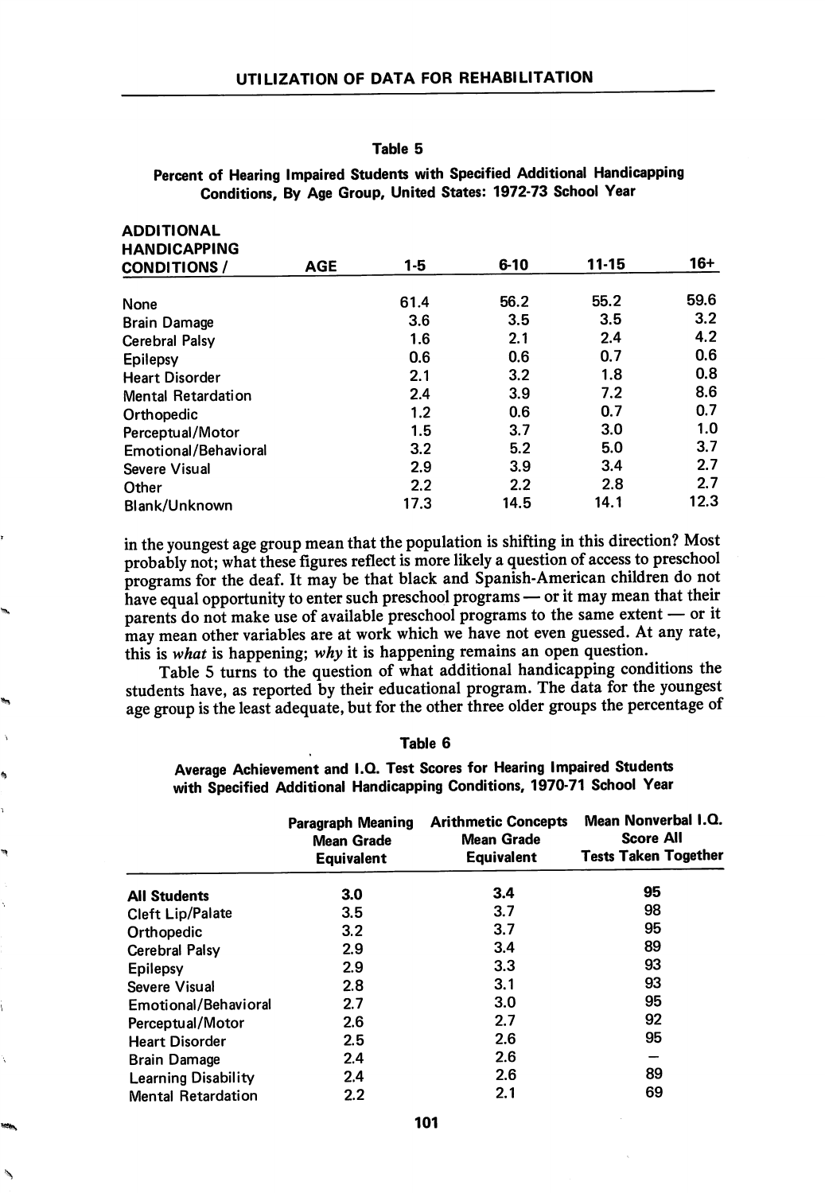**Table 5**

**Percent of Hearing Impaired Students with Specified Additional Handicapping Conditions, By Age Group, United States: 1972-73 School Year**

| ADDITIONAL HANDICAPPING CONDITIONS / AGE | 1-5 | 6-10 | 11-15 | 16+ |
|---|---|---|---|---|
| None | 61.4 | 56.2 | 55.2 | 59.6 |
| Brain Damage | 3.6 | 3.5 | 3.5 | 3.2 |
| Cerebral Palsy | 1.6 | 2.1 | 2.4 | 4.2 |
| Epilepsy | 0.6 | 0.6 | 0.7 | 0.6 |
| Heart Disorder | 2.1 | 3.2 | 1.8 | 0.8 |
| Mental Retardation | 2.4 | 3.9 | 7.2 | 8.6 |
| Orthopedic | 1.2 | 0.6 | 0.7 | 0.7 |
| Perceptual/Motor | 1.5 | 3.7 | 3.0 | 1.0 |
| Emotional/Behavioral | 3.2 | 5.2 | 5.0 | 3.7 |
| Severe Visual | 2.9 | 3.9 | 3.4 | 2.7 |
| Other | 2.2 | 2.2 | 2.8 | 2.7 |
| Blank/Unknown | 17.3 | 14.5 | 14.1 | 12.3 |

in the youngest age group mean that the population is shifting in this direction? Most probably not; what these figures reflect is more likely a question of access to preschool programs for the deaf. It may be that black and Spanish-American children do not have equal opportunity to enter such preschool programs — or it may mean that their parents do not make use of available preschool programs to the same extent — or it may mean other variables are at work which we have not even guessed. At any rate, this is *what* is happening; *why* it is happening remains an open question.

Table 5 turns to the question of what additional handicapping conditions the students have, as reported by their educational program. The data for the youngest age group is the least adequate, but for the other three older groups the percentage of

**Table 6**

**Average Achievement and I.Q. Test Scores for Hearing Impaired Students with Specified Additional Handicapping Conditions, 1970-71 School Year**

| | Paragraph Meaning Mean Grade Equivalent | Arithmetic Concepts Mean Grade Equivalent | Mean Nonverbal I.Q. Score All Tests Taken Together |
|---|---|---|---|
| **All Students** | 3.0 | 3.4 | 95 |
| Cleft Lip/Palate | 3.5 | 3.7 | 98 |
| Orthopedic | 3.2 | 3.7 | 95 |
| Cerebral Palsy | 2.9 | 3.4 | 89 |
| Epilepsy | 2.9 | 3.3 | 93 |
| Severe Visual | 2.8 | 3.1 | 93 |
| Emotional/Behavioral | 2.7 | 3.0 | 95 |
| Perceptual/Motor | 2.6 | 2.7 | 92 |
| Heart Disorder | 2.5 | 2.6 | 95 |
| Brain Damage | 2.4 | 2.6 | — |
| Learning Disability | 2.4 | 2.6 | 89 |
| Mental Retardation | 2.2 | 2.1 | 69 |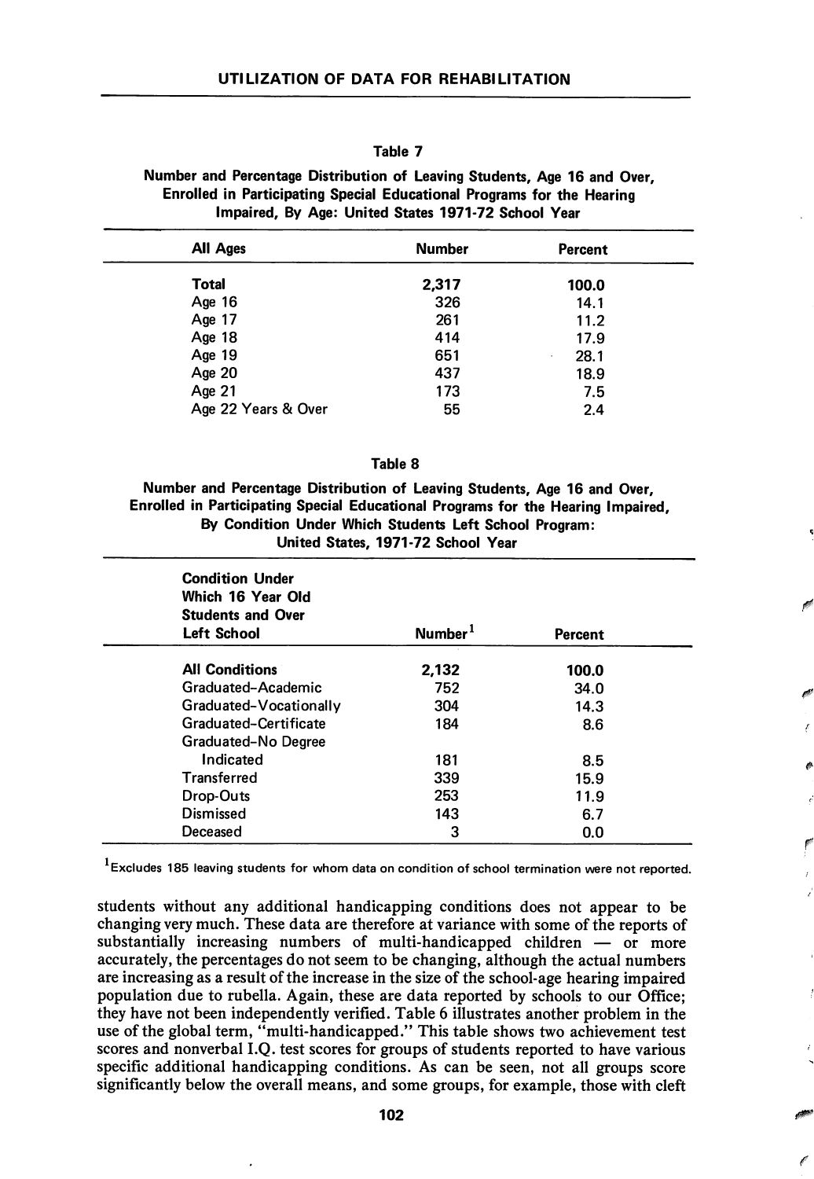Table 7

**Number and Percentage Distribution of Leaving Students, Age 16 and Over, Enrolled in Participating Special Educational Programs for the Hearing Impaired, By Age: United States 1971-72 School Year**

| All Ages | Number | Percent |
|---|---|---|
| **Total** | **2,317** | **100.0** |
| Age 16 | 326 | 14.1 |
| Age 17 | 261 | 11.2 |
| Age 18 | 414 | 17.9 |
| Age 19 | 651 | 28.1 |
| Age 20 | 437 | 18.9 |
| Age 21 | 173 | 7.5 |
| Age 22 Years & Over | 55 | 2.4 |

Table 8

**Number and Percentage Distribution of Leaving Students, Age 16 and Over, Enrolled in Participating Special Educational Programs for the Hearing Impaired, By Condition Under Which Students Left School Program: United States, 1971-72 School Year**

| Condition Under Which 16 Year Old Students and Over Left School | Number[1] | Percent |
|---|---|---|
| **All Conditions** | **2,132** | **100.0** |
| Graduated-Academic | 752 | 34.0 |
| Graduated-Vocationally | 304 | 14.3 |
| Graduated-Certificate | 184 | 8.6 |
| Graduated-No Degree Indicated | 181 | 8.5 |
| Transferred | 339 | 15.9 |
| Drop-Outs | 253 | 11.9 |
| Dismissed | 143 | 6.7 |
| Deceased | 3 | 0.0 |

[1]Excludes 185 leaving students for whom data on condition of school termination were not reported.

students without any additional handicapping conditions does not appear to be changing very much. These data are therefore at variance with some of the reports of substantially increasing numbers of multi-handicapped children — or more accurately, the percentages do not seem to be changing, although the actual numbers are increasing as a result of the increase in the size of the school-age hearing impaired population due to rubella. Again, these are data reported by schools to our Office; they have not been independently verified. Table 6 illustrates another problem in the use of the global term, "multi-handicapped." This table shows two achievement test scores and nonverbal I.Q. test scores for groups of students reported to have various specific additional handicapping conditions. As can be seen, not all groups score significantly below the overall means, and some groups, for example, those with cleft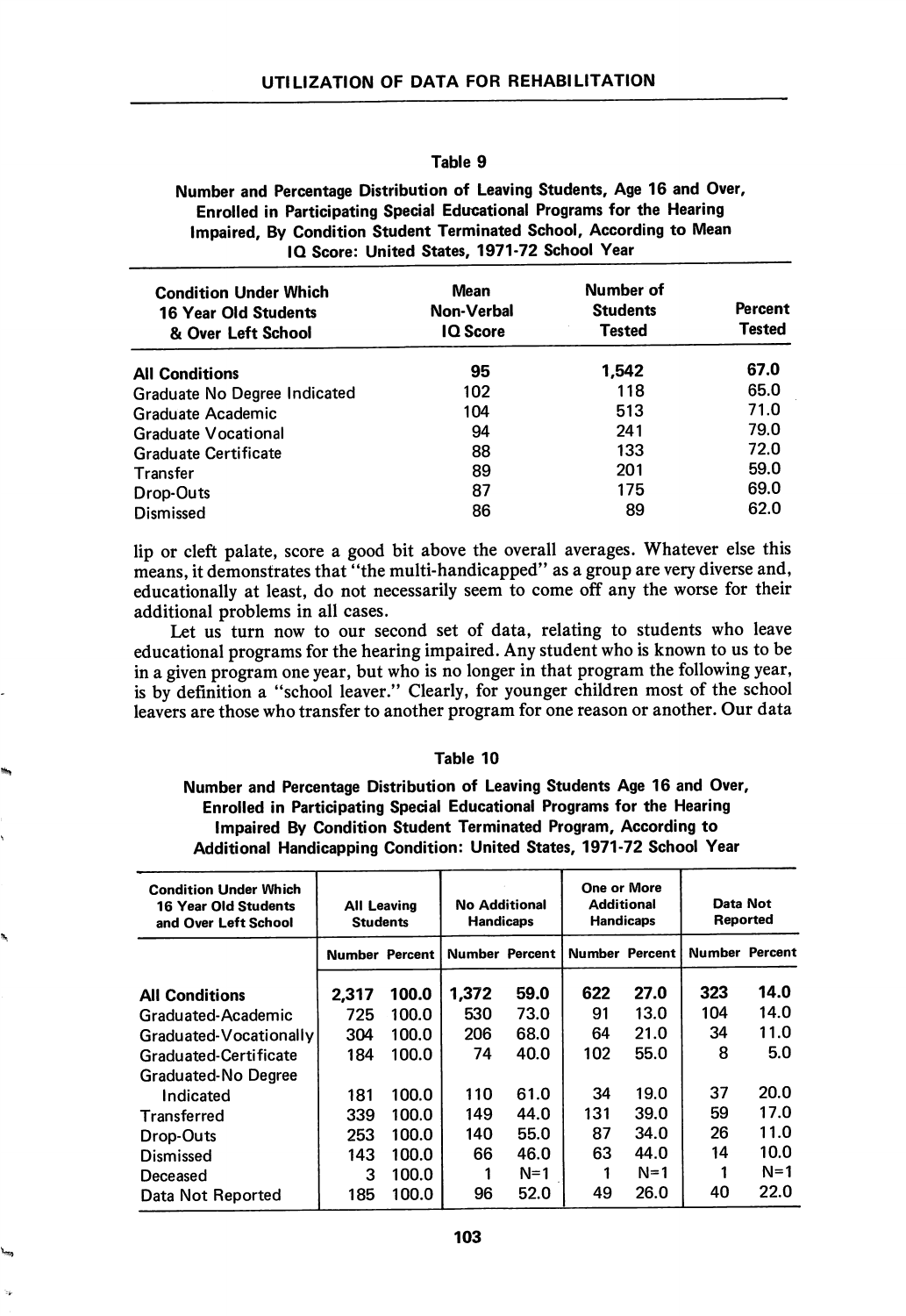Table 9

**Number and Percentage Distribution of Leaving Students, Age 16 and Over, Enrolled in Participating Special Educational Programs for the Hearing Impaired, By Condition Student Terminated School, According to Mean IQ Score: United States, 1971-72 School Year**

| Condition Under Which 16 Year Old Students & Over Left School | Mean Non-Verbal IQ Score | Number of Students Tested | Percent Tested |
|---|---|---|---|
| **All Conditions** | 95 | 1,542 | 67.0 |
| Graduate No Degree Indicated | 102 | 118 | 65.0 |
| Graduate Academic | 104 | 513 | 71.0 |
| Graduate Vocational | 94 | 241 | 79.0 |
| Graduate Certificate | 88 | 133 | 72.0 |
| Transfer | 89 | 201 | 59.0 |
| Drop-Outs | 87 | 175 | 69.0 |
| Dismissed | 86 | 89 | 62.0 |

lip or cleft palate, score a good bit above the overall averages. Whatever else this means, it demonstrates that "the multi-handicapped" as a group are very diverse and, educationally at least, do not necessarily seem to come off any the worse for their additional problems in all cases.

Let us turn now to our second set of data, relating to students who leave educational programs for the hearing impaired. Any student who is known to us to be in a given program one year, but who is no longer in that program the following year, is by definition a "school leaver." Clearly, for younger children most of the school leavers are those who transfer to another program for one reason or another. Our data

Table 10

**Number and Percentage Distribution of Leaving Students Age 16 and Over, Enrolled in Participating Special Educational Programs for the Hearing Impaired By Condition Student Terminated Program, According to Additional Handicapping Condition: United States, 1971-72 School Year**

| Condition Under Which 16 Year Old Students and Over Left School | All Leaving Students | | No Additional Handicaps | | One or More Additional Handicaps | | Data Not Reported | |
|---|---|---|---|---|---|---|---|---|
| | Number | Percent | Number | Percent | Number | Percent | Number | Percent |
| **All Conditions** | **2,317** | **100.0** | **1,372** | **59.0** | **622** | **27.0** | **323** | **14.0** |
| Graduated-Academic | 725 | 100.0 | 530 | 73.0 | 91 | 13.0 | 104 | 14.0 |
| Graduated-Vocationally | 304 | 100.0 | 206 | 68.0 | 64 | 21.0 | 34 | 11.0 |
| Graduated-Certificate | 184 | 100.0 | 74 | 40.0 | 102 | 55.0 | 8 | 5.0 |
| Graduated-No Degree Indicated | 181 | 100.0 | 110 | 61.0 | 34 | 19.0 | 37 | 20.0 |
| Transferred | 339 | 100.0 | 149 | 44.0 | 131 | 39.0 | 59 | 17.0 |
| Drop-Outs | 253 | 100.0 | 140 | 55.0 | 87 | 34.0 | 26 | 11.0 |
| Dismissed | 143 | 100.0 | 66 | 46.0 | 63 | 44.0 | 14 | 10.0 |
| Deceased | 3 | 100.0 | 1 | N=1 | 1 | N=1 | 1 | N=1 |
| Data Not Reported | 185 | 100.0 | 96 | 52.0 | 49 | 26.0 | 40 | 22.0 |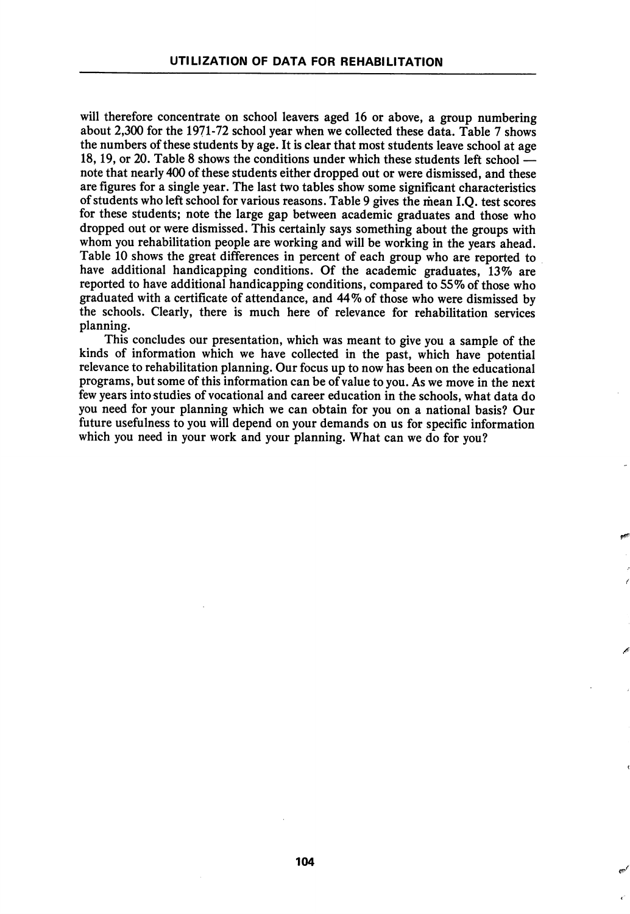will therefore concentrate on school leavers aged 16 or above, a group numbering about 2,300 for the 1971-72 school year when we collected these data. Table 7 shows the numbers of these students by age. It is clear that most students leave school at age 18, 19, or 20. Table 8 shows the conditions under which these students left school — note that nearly 400 of these students either dropped out or were dismissed, and these are figures for a single year. The last two tables show some significant characteristics of students who left school for various reasons. Table 9 gives the mean I.Q. test scores for these students; note the large gap between academic graduates and those who dropped out or were dismissed. This certainly says something about the groups with whom you rehabilitation people are working and will be working in the years ahead. Table 10 shows the great differences in percent of each group who are reported to have additional handicapping conditions. Of the academic graduates, 13% are reported to have additional handicapping conditions, compared to 55% of those who graduated with a certificate of attendance, and 44% of those who were dismissed by the schools. Clearly, there is much here of relevance for rehabilitation services planning.

This concludes our presentation, which was meant to give you a sample of the kinds of information which we have collected in the past, which have potential relevance to rehabilitation planning. Our focus up to now has been on the educational programs, but some of this information can be of value to you. As we move in the next few years into studies of vocational and career education in the schools, what data do you need for your planning which we can obtain for you on a national basis? Our future usefulness to you will depend on your demands on us for specific information which you need in your work and your planning. What can we do for you?